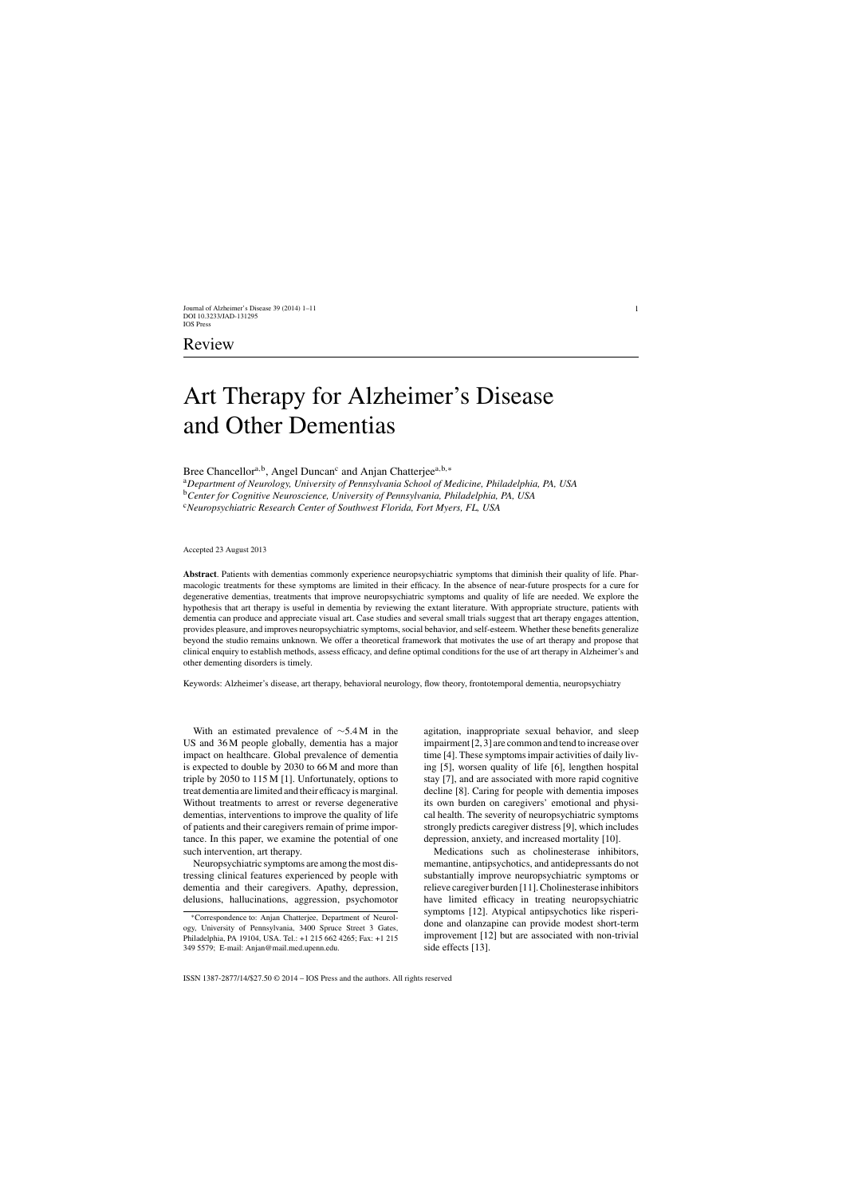Review

# Art Therapy for Alzheimer's Disease and Other Dementias

Bree Chancellor[a,b], Angel Duncan[c] and Anjan Chatterjee[a,b,*]

[a]*Department of Neurology, University of Pennsylvania School of Medicine, Philadelphia, PA, USA*
[b]*Center for Cognitive Neuroscience, University of Pennsylvania, Philadelphia, PA, USA*
[c]*Neuropsychiatric Research Center of Southwest Florida, Fort Myers, FL, USA*

Accepted 23 August 2013

**Abstract**. Patients with dementias commonly experience neuropsychiatric symptoms that diminish their quality of life. Pharmacologic treatments for these symptoms are limited in their efficacy. In the absence of near-future prospects for a cure for degenerative dementias, treatments that improve neuropsychiatric symptoms and quality of life are needed. We explore the hypothesis that art therapy is useful in dementia by reviewing the extant literature. With appropriate structure, patients with dementia can produce and appreciate visual art. Case studies and several small trials suggest that art therapy engages attention, provides pleasure, and improves neuropsychiatric symptoms, social behavior, and self-esteem. Whether these benefits generalize beyond the studio remains unknown. We offer a theoretical framework that motivates the use of art therapy and propose that clinical enquiry to establish methods, assess efficacy, and define optimal conditions for the use of art therapy in Alzheimer's and other dementing disorders is timely.

Keywords: Alzheimer's disease, art therapy, behavioral neurology, flow theory, frontotemporal dementia, neuropsychiatry

With an estimated prevalence of ~5.4 M in the US and 36 M people globally, dementia has a major impact on healthcare. Global prevalence of dementia is expected to double by 2030 to 66 M and more than triple by 2050 to 115 M [1]. Unfortunately, options to treat dementia are limited and their efficacy is marginal. Without treatments to arrest or reverse degenerative dementias, interventions to improve the quality of life of patients and their caregivers remain of prime importance. In this paper, we examine the potential of one such intervention, art therapy.

Neuropsychiatric symptoms are among the most distressing clinical features experienced by people with dementia and their caregivers. Apathy, depression, delusions, hallucinations, aggression, psychomotor agitation, inappropriate sexual behavior, and sleep impairment [2, 3] are common and tend to increase over time [4]. These symptoms impair activities of daily living [5], worsen quality of life [6], lengthen hospital stay [7], and are associated with more rapid cognitive decline [8]. Caring for people with dementia imposes its own burden on caregivers' emotional and physical health. The severity of neuropsychiatric symptoms strongly predicts caregiver distress [9], which includes depression, anxiety, and increased mortality [10].

Medications such as cholinesterase inhibitors, memantine, antipsychotics, and antidepressants do not substantially improve neuropsychiatric symptoms or relieve caregiver burden [11]. Cholinesterase inhibitors have limited efficacy in treating neuropsychiatric symptoms [12]. Atypical antipsychotics like risperidone and olanzapine can provide modest short-term improvement [12] but are associated with non-trivial side effects [13].

*Correspondence to: Anjan Chatterjee, Department of Neurology, University of Pennsylvania, 3400 Spruce Street 3 Gates, Philadelphia, PA 19104, USA. Tel.: +1 215 662 4265; Fax: +1 215 349 5579; E-mail: Anjan@mail.med.upenn.edu.

ISSN 1387-2877/14/$27.50 © 2014 – IOS Press and the authors. All rights reserved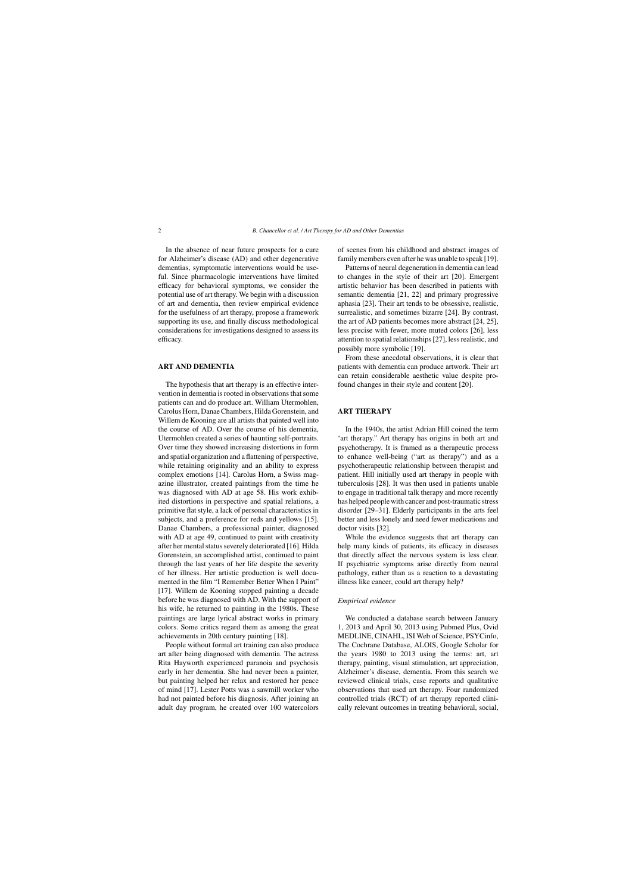In the absence of near future prospects for a cure for Alzheimer's disease (AD) and other degenerative dementias, symptomatic interventions would be useful. Since pharmacologic interventions have limited efficacy for behavioral symptoms, we consider the potential use of art therapy. We begin with a discussion of art and dementia, then review empirical evidence for the usefulness of art therapy, propose a framework supporting its use, and finally discuss methodological considerations for investigations designed to assess its efficacy.

## ART AND DEMENTIA

The hypothesis that art therapy is an effective intervention in dementia is rooted in observations that some patients can and do produce art. William Utermohlen, Carolus Horn, Danae Chambers, Hilda Gorenstein, and Willem de Kooning are all artists that painted well into the course of AD. Over the course of his dementia, Utermohlen created a series of haunting self-portraits. Over time they showed increasing distortions in form and spatial organization and a flattening of perspective, while retaining originality and an ability to express complex emotions [14]. Carolus Horn, a Swiss magazine illustrator, created paintings from the time he was diagnosed with AD at age 58. His work exhibited distortions in perspective and spatial relations, a primitive flat style, a lack of personal characteristics in subjects, and a preference for reds and yellows [15]. Danae Chambers, a professional painter, diagnosed with AD at age 49, continued to paint with creativity after her mental status severely deteriorated [16]. Hilda Gorenstein, an accomplished artist, continued to paint through the last years of her life despite the severity of her illness. Her artistic production is well documented in the film "I Remember Better When I Paint" [17]. Willem de Kooning stopped painting a decade before he was diagnosed with AD. With the support of his wife, he returned to painting in the 1980s. These paintings are large lyrical abstract works in primary colors. Some critics regard them as among the great achievements in 20th century painting [18].

People without formal art training can also produce art after being diagnosed with dementia. The actress Rita Hayworth experienced paranoia and psychosis early in her dementia. She had never been a painter, but painting helped her relax and restored her peace of mind [17]. Lester Potts was a sawmill worker who had not painted before his diagnosis. After joining an adult day program, he created over 100 watercolors of scenes from his childhood and abstract images of family members even after he was unable to speak [19].

Patterns of neural degeneration in dementia can lead to changes in the style of their art [20]. Emergent artistic behavior has been described in patients with semantic dementia [21, 22] and primary progressive aphasia [23]. Their art tends to be obsessive, realistic, surrealistic, and sometimes bizarre [24]. By contrast, the art of AD patients becomes more abstract [24, 25], less precise with fewer, more muted colors [26], less attention to spatial relationships [27], less realistic, and possibly more symbolic [19].

From these anecdotal observations, it is clear that patients with dementia can produce artwork. Their art can retain considerable aesthetic value despite profound changes in their style and content [20].

## ART THERAPY

In the 1940s, the artist Adrian Hill coined the term 'art therapy." Art therapy has origins in both art and psychotherapy. It is framed as a therapeutic process to enhance well-being ("art as therapy") and as a psychotherapeutic relationship between therapist and patient. Hill initially used art therapy in people with tuberculosis [28]. It was then used in patients unable to engage in traditional talk therapy and more recently has helped people with cancer and post-traumatic stress disorder [29–31]. Elderly participants in the arts feel better and less lonely and need fewer medications and doctor visits [32].

While the evidence suggests that art therapy can help many kinds of patients, its efficacy in diseases that directly affect the nervous system is less clear. If psychiatric symptoms arise directly from neural pathology, rather than as a reaction to a devastating illness like cancer, could art therapy help?

### *Empirical evidence*

We conducted a database search between January 1, 2013 and April 30, 2013 using Pubmed Plus, Ovid MEDLINE, CINAHL, ISI Web of Science, PSYCinfo, The Cochrane Database, ALOIS, Google Scholar for the years 1980 to 2013 using the terms: art, art therapy, painting, visual stimulation, art appreciation, Alzheimer's disease, dementia. From this search we reviewed clinical trials, case reports and qualitative observations that used art therapy. Four randomized controlled trials (RCT) of art therapy reported clinically relevant outcomes in treating behavioral, social,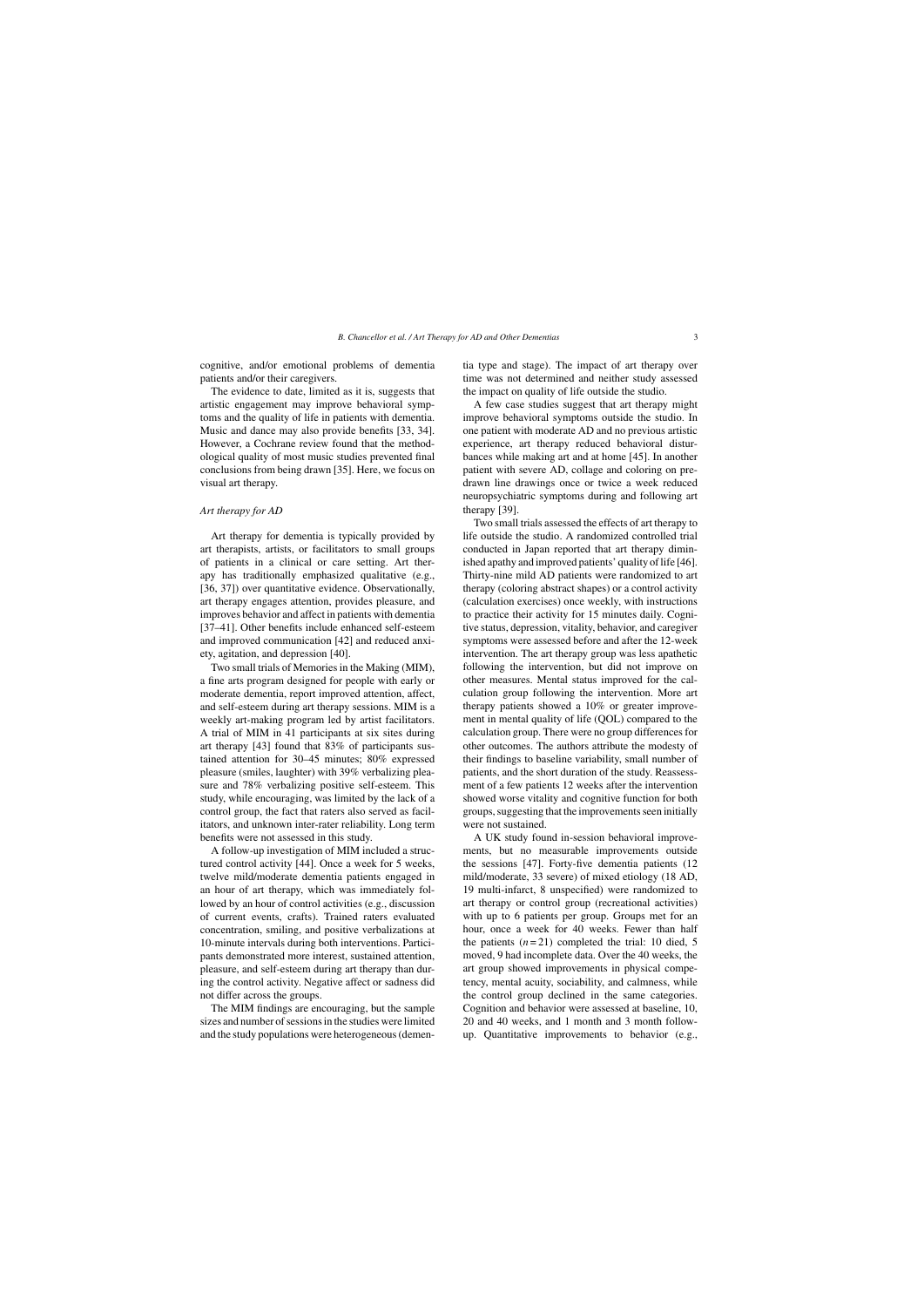cognitive, and/or emotional problems of dementia patients and/or their caregivers.

The evidence to date, limited as it is, suggests that artistic engagement may improve behavioral symptoms and the quality of life in patients with dementia. Music and dance may also provide benefits [33, 34]. However, a Cochrane review found that the methodological quality of most music studies prevented final conclusions from being drawn [35]. Here, we focus on visual art therapy.

### *Art therapy for AD*

Art therapy for dementia is typically provided by art therapists, artists, or facilitators to small groups of patients in a clinical or care setting. Art therapy has traditionally emphasized qualitative (e.g., [36, 37]) over quantitative evidence. Observationally, art therapy engages attention, provides pleasure, and improves behavior and affect in patients with dementia [37–41]. Other benefits include enhanced self-esteem and improved communication [42] and reduced anxiety, agitation, and depression [40].

Two small trials of Memories in the Making (MIM), a fine arts program designed for people with early or moderate dementia, report improved attention, affect, and self-esteem during art therapy sessions. MIM is a weekly art-making program led by artist facilitators. A trial of MIM in 41 participants at six sites during art therapy [43] found that 83% of participants sustained attention for 30–45 minutes; 80% expressed pleasure (smiles, laughter) with 39% verbalizing pleasure and 78% verbalizing positive self-esteem. This study, while encouraging, was limited by the lack of a control group, the fact that raters also served as facilitators, and unknown inter-rater reliability. Long term benefits were not assessed in this study.

A follow-up investigation of MIM included a structured control activity [44]. Once a week for 5 weeks, twelve mild/moderate dementia patients engaged in an hour of art therapy, which was immediately followed by an hour of control activities (e.g., discussion of current events, crafts). Trained raters evaluated concentration, smiling, and positive verbalizations at 10-minute intervals during both interventions. Participants demonstrated more interest, sustained attention, pleasure, and self-esteem during art therapy than during the control activity. Negative affect or sadness did not differ across the groups.

The MIM findings are encouraging, but the sample sizes and number of sessions in the studies were limited and the study populations were heterogeneous (dementia type and stage). The impact of art therapy over time was not determined and neither study assessed the impact on quality of life outside the studio.

A few case studies suggest that art therapy might improve behavioral symptoms outside the studio. In one patient with moderate AD and no previous artistic experience, art therapy reduced behavioral disturbances while making art and at home [45]. In another patient with severe AD, collage and coloring on predrawn line drawings once or twice a week reduced neuropsychiatric symptoms during and following art therapy [39].

Two small trials assessed the effects of art therapy to life outside the studio. A randomized controlled trial conducted in Japan reported that art therapy diminished apathy and improved patients' quality of life [46]. Thirty-nine mild AD patients were randomized to art therapy (coloring abstract shapes) or a control activity (calculation exercises) once weekly, with instructions to practice their activity for 15 minutes daily. Cognitive status, depression, vitality, behavior, and caregiver symptoms were assessed before and after the 12-week intervention. The art therapy group was less apathetic following the intervention, but did not improve on other measures. Mental status improved for the calculation group following the intervention. More art therapy patients showed a 10% or greater improvement in mental quality of life (QOL) compared to the calculation group. There were no group differences for other outcomes. The authors attribute the modesty of their findings to baseline variability, small number of patients, and the short duration of the study. Reassessment of a few patients 12 weeks after the intervention showed worse vitality and cognitive function for both groups, suggesting that the improvements seen initially were not sustained.

A UK study found in-session behavioral improvements, but no measurable improvements outside the sessions [47]. Forty-five dementia patients (12 mild/moderate, 33 severe) of mixed etiology (18 AD, 19 multi-infarct, 8 unspecified) were randomized to art therapy or control group (recreational activities) with up to 6 patients per group. Groups met for an hour, once a week for 40 weeks. Fewer than half the patients ($n = 21$) completed the trial: 10 died, 5 moved, 9 had incomplete data. Over the 40 weeks, the art group showed improvements in physical competency, mental acuity, sociability, and calmness, while the control group declined in the same categories. Cognition and behavior were assessed at baseline, 10, 20 and 40 weeks, and 1 month and 3 month follow-up. Quantitative improvements to behavior (e.g.,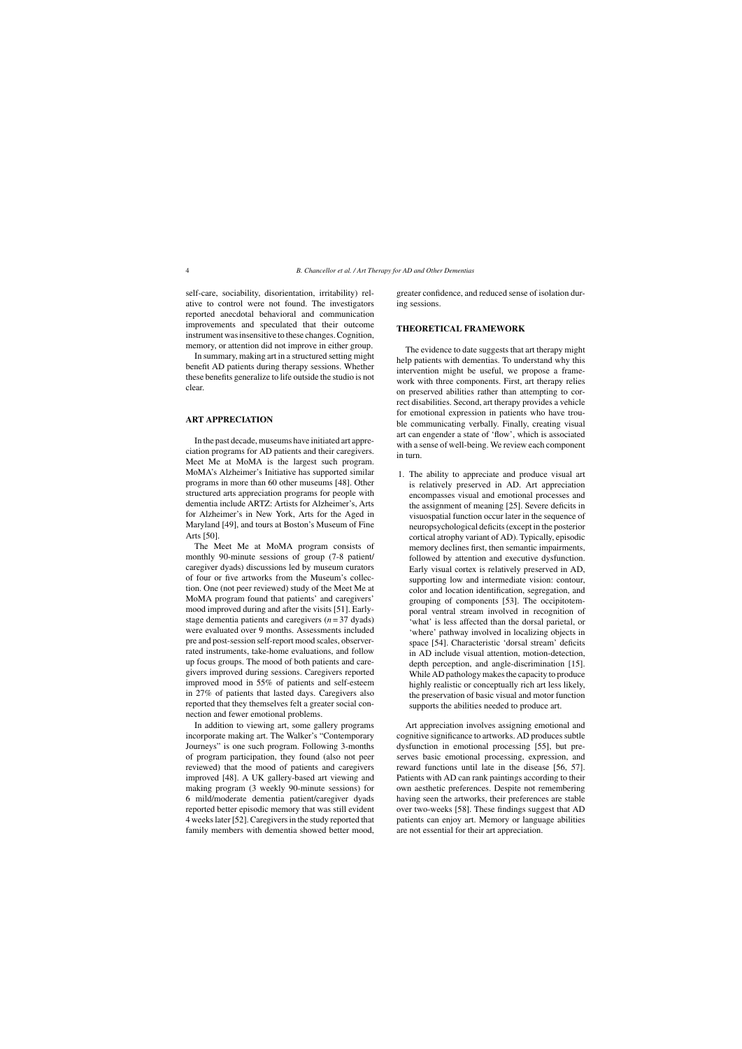self-care, sociability, disorientation, irritability) relative to control were not found. The investigators reported anecdotal behavioral and communication improvements and speculated that their outcome instrument was insensitive to these changes. Cognition, memory, or attention did not improve in either group.

In summary, making art in a structured setting might benefit AD patients during therapy sessions. Whether these benefits generalize to life outside the studio is not clear.

## ART APPRECIATION

In the past decade, museums have initiated art appreciation programs for AD patients and their caregivers. Meet Me at MoMA is the largest such program. MoMA's Alzheimer's Initiative has supported similar programs in more than 60 other museums [48]. Other structured arts appreciation programs for people with dementia include ARTZ: Artists for Alzheimer's, Arts for Alzheimer's in New York, Arts for the Aged in Maryland [49], and tours at Boston's Museum of Fine Arts [50].

The Meet Me at MoMA program consists of monthly 90-minute sessions of group (7-8 patient/caregiver dyads) discussions led by museum curators of four or five artworks from the Museum's collection. One (not peer reviewed) study of the Meet Me at MoMA program found that patients' and caregivers' mood improved during and after the visits [51]. Early-stage dementia patients and caregivers ($n = 37$ dyads) were evaluated over 9 months. Assessments included pre and post-session self-report mood scales, observer-rated instruments, take-home evaluations, and follow up focus groups. The mood of both patients and caregivers improved during sessions. Caregivers reported improved mood in 55% of patients and self-esteem in 27% of patients that lasted days. Caregivers also reported that they themselves felt a greater social connection and fewer emotional problems.

In addition to viewing art, some gallery programs incorporate making art. The Walker's "Contemporary Journeys" is one such program. Following 3-months of program participation, they found (also not peer reviewed) that the mood of patients and caregivers improved [48]. A UK gallery-based art viewing and making program (3 weekly 90-minute sessions) for 6 mild/moderate dementia patient/caregiver dyads reported better episodic memory that was still evident 4 weeks later [52]. Caregivers in the study reported that family members with dementia showed better mood, greater confidence, and reduced sense of isolation during sessions.

## THEORETICAL FRAMEWORK

The evidence to date suggests that art therapy might help patients with dementias. To understand why this intervention might be useful, we propose a framework with three components. First, art therapy relies on preserved abilities rather than attempting to correct disabilities. Second, art therapy provides a vehicle for emotional expression in patients who have trouble communicating verbally. Finally, creating visual art can engender a state of 'flow', which is associated with a sense of well-being. We review each component in turn.

1. The ability to appreciate and produce visual art is relatively preserved in AD. Art appreciation encompasses visual and emotional processes and the assignment of meaning [25]. Severe deficits in visuospatial function occur later in the sequence of neuropsychological deficits (except in the posterior cortical atrophy variant of AD). Typically, episodic memory declines first, then semantic impairments, followed by attention and executive dysfunction. Early visual cortex is relatively preserved in AD, supporting low and intermediate vision: contour, color and location identification, segregation, and grouping of components [53]. The occipitotemporal ventral stream involved in recognition of 'what' is less affected than the dorsal parietal, or 'where' pathway involved in localizing objects in space [54]. Characteristic 'dorsal stream' deficits in AD include visual attention, motion-detection, depth perception, and angle-discrimination [15]. While AD pathology makes the capacity to produce highly realistic or conceptually rich art less likely, the preservation of basic visual and motor function supports the abilities needed to produce art.

Art appreciation involves assigning emotional and cognitive significance to artworks. AD produces subtle dysfunction in emotional processing [55], but preserves basic emotional processing, expression, and reward functions until late in the disease [56, 57]. Patients with AD can rank paintings according to their own aesthetic preferences. Despite not remembering having seen the artworks, their preferences are stable over two-weeks [58]. These findings suggest that AD patients can enjoy art. Memory or language abilities are not essential for their art appreciation.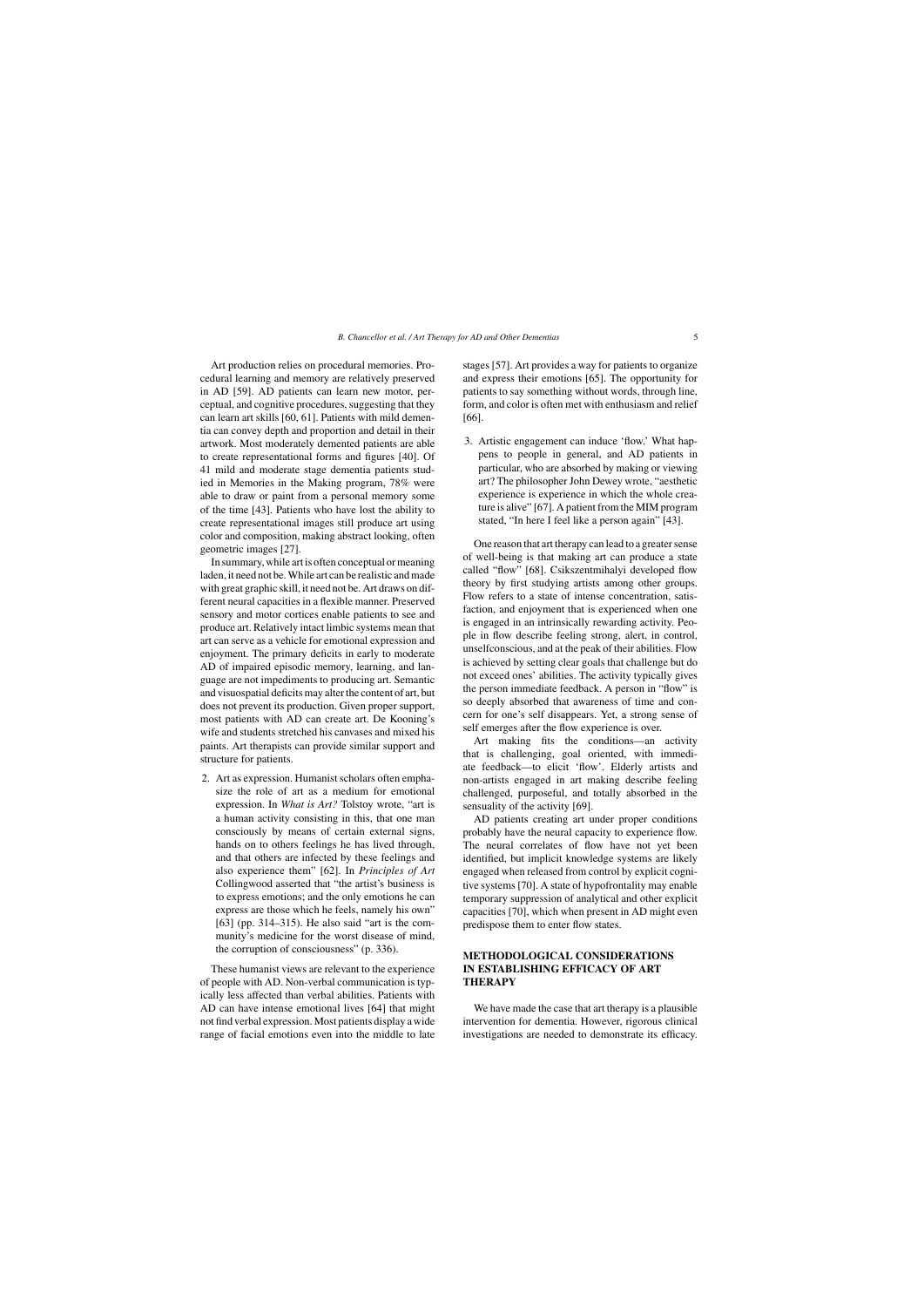Art production relies on procedural memories. Procedural learning and memory are relatively preserved in AD [59]. AD patients can learn new motor, perceptual, and cognitive procedures, suggesting that they can learn art skills [60, 61]. Patients with mild dementia can convey depth and proportion and detail in their artwork. Most moderately demented patients are able to create representational forms and figures [40]. Of 41 mild and moderate stage dementia patients studied in Memories in the Making program, 78% were able to draw or paint from a personal memory some of the time [43]. Patients who have lost the ability to create representational images still produce art using color and composition, making abstract looking, often geometric images [27].

In summary, while art is often conceptual or meaning laden, it need not be. While art can be realistic and made with great graphic skill, it need not be. Art draws on different neural capacities in a flexible manner. Preserved sensory and motor cortices enable patients to see and produce art. Relatively intact limbic systems mean that art can serve as a vehicle for emotional expression and enjoyment. The primary deficits in early to moderate AD of impaired episodic memory, learning, and language are not impediments to producing art. Semantic and visuospatial deficits may alter the content of art, but does not prevent its production. Given proper support, most patients with AD can create art. De Kooning's wife and students stretched his canvases and mixed his paints. Art therapists can provide similar support and structure for patients.

2. Art as expression. Humanist scholars often emphasize the role of art as a medium for emotional expression. In *What is Art?* Tolstoy wrote, "art is a human activity consisting in this, that one man consciously by means of certain external signs, hands on to others feelings he has lived through, and that others are infected by these feelings and also experience them" [62]. In *Principles of Art* Collingwood asserted that "the artist's business is to express emotions; and the only emotions he can express are those which he feels, namely his own" [63] (pp. 314–315). He also said "art is the community's medicine for the worst disease of mind, the corruption of consciousness" (p. 336).

These humanist views are relevant to the experience of people with AD. Non-verbal communication is typically less affected than verbal abilities. Patients with AD can have intense emotional lives [64] that might not find verbal expression. Most patients display a wide range of facial emotions even into the middle to late stages [57]. Art provides a way for patients to organize and express their emotions [65]. The opportunity for patients to say something without words, through line, form, and color is often met with enthusiasm and relief [66].

3. Artistic engagement can induce 'flow.' What happens to people in general, and AD patients in particular, who are absorbed by making or viewing art? The philosopher John Dewey wrote, "aesthetic experience is experience in which the whole creature is alive" [67]. A patient from the MIM program stated, "In here I feel like a person again" [43].

One reason that art therapy can lead to a greater sense of well-being is that making art can produce a state called "flow" [68]. Csikszentmihalyi developed flow theory by first studying artists among other groups. Flow refers to a state of intense concentration, satisfaction, and enjoyment that is experienced when one is engaged in an intrinsically rewarding activity. People in flow describe feeling strong, alert, in control, unselfconscious, and at the peak of their abilities. Flow is achieved by setting clear goals that challenge but do not exceed ones' abilities. The activity typically gives the person immediate feedback. A person in "flow" is so deeply absorbed that awareness of time and concern for one's self disappears. Yet, a strong sense of self emerges after the flow experience is over.

Art making fits the conditions—an activity that is challenging, goal oriented, with immediate feedback—to elicit 'flow'. Elderly artists and non-artists engaged in art making describe feeling challenged, purposeful, and totally absorbed in the sensuality of the activity [69].

AD patients creating art under proper conditions probably have the neural capacity to experience flow. The neural correlates of flow have not yet been identified, but implicit knowledge systems are likely engaged when released from control by explicit cognitive systems [70]. A state of hypofrontality may enable temporary suppression of analytical and other explicit capacities [70], which when present in AD might even predispose them to enter flow states.

## METHODOLOGICAL CONSIDERATIONS IN ESTABLISHING EFFICACY OF ART THERAPY

We have made the case that art therapy is a plausible intervention for dementia. However, rigorous clinical investigations are needed to demonstrate its efficacy.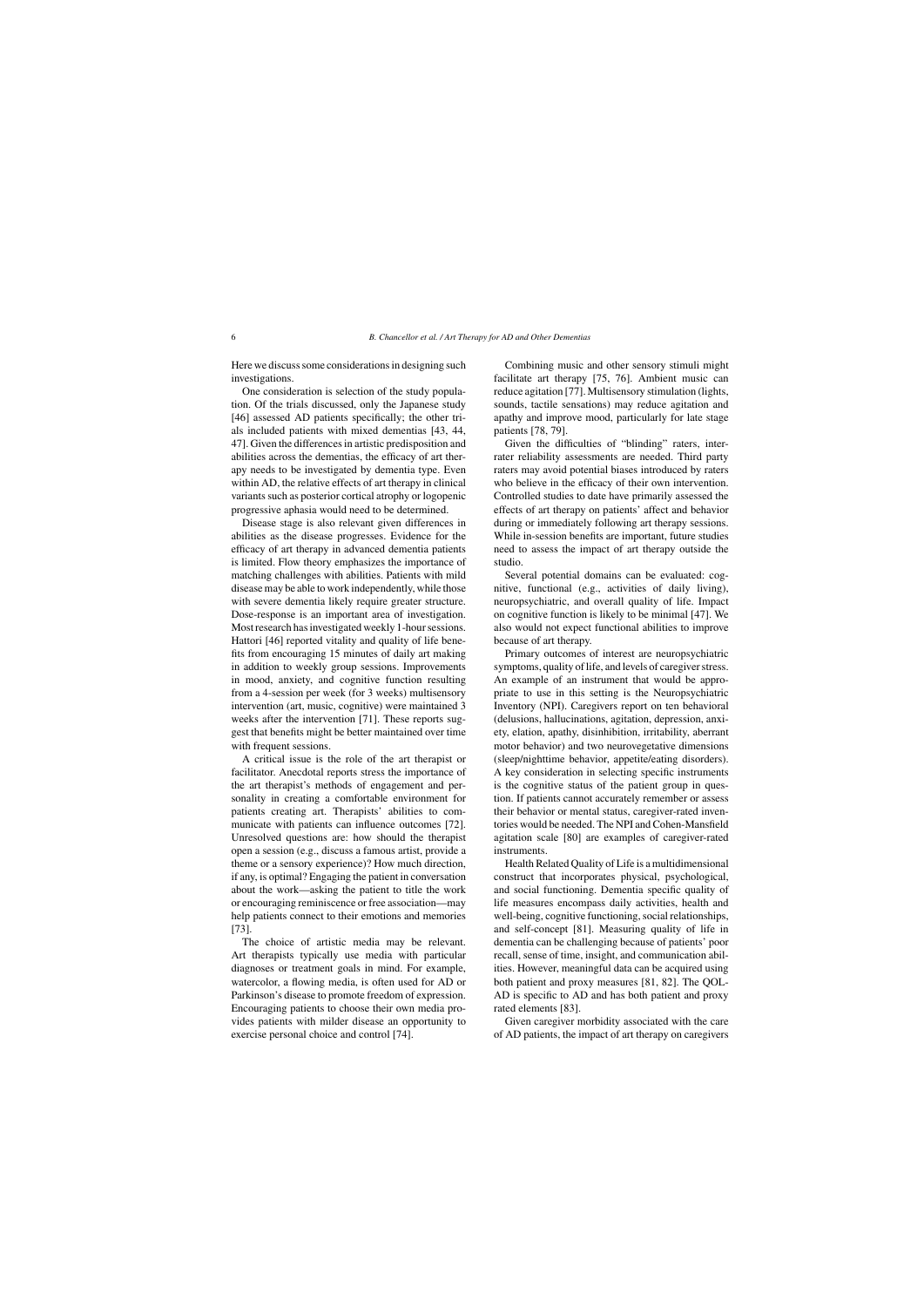Here we discuss some considerations in designing such investigations.

One consideration is selection of the study population. Of the trials discussed, only the Japanese study [46] assessed AD patients specifically; the other trials included patients with mixed dementias [43, 44, 47]. Given the differences in artistic predisposition and abilities across the dementias, the efficacy of art therapy needs to be investigated by dementia type. Even within AD, the relative effects of art therapy in clinical variants such as posterior cortical atrophy or logopenic progressive aphasia would need to be determined.

Disease stage is also relevant given differences in abilities as the disease progresses. Evidence for the efficacy of art therapy in advanced dementia patients is limited. Flow theory emphasizes the importance of matching challenges with abilities. Patients with mild disease may be able to work independently, while those with severe dementia likely require greater structure. Dose-response is an important area of investigation. Most research has investigated weekly 1-hour sessions. Hattori [46] reported vitality and quality of life benefits from encouraging 15 minutes of daily art making in addition to weekly group sessions. Improvements in mood, anxiety, and cognitive function resulting from a 4-session per week (for 3 weeks) multisensory intervention (art, music, cognitive) were maintained 3 weeks after the intervention [71]. These reports suggest that benefits might be better maintained over time with frequent sessions.

A critical issue is the role of the art therapist or facilitator. Anecdotal reports stress the importance of the art therapist's methods of engagement and personality in creating a comfortable environment for patients creating art. Therapists' abilities to communicate with patients can influence outcomes [72]. Unresolved questions are: how should the therapist open a session (e.g., discuss a famous artist, provide a theme or a sensory experience)? How much direction, if any, is optimal? Engaging the patient in conversation about the work—asking the patient to title the work or encouraging reminiscence or free association—may help patients connect to their emotions and memories [73].

The choice of artistic media may be relevant. Art therapists typically use media with particular diagnoses or treatment goals in mind. For example, watercolor, a flowing media, is often used for AD or Parkinson's disease to promote freedom of expression. Encouraging patients to choose their own media provides patients with milder disease an opportunity to exercise personal choice and control [74].

Combining music and other sensory stimuli might facilitate art therapy [75, 76]. Ambient music can reduce agitation [77]. Multisensory stimulation (lights, sounds, tactile sensations) may reduce agitation and apathy and improve mood, particularly for late stage patients [78, 79].

Given the difficulties of "blinding" raters, inter-rater reliability assessments are needed. Third party raters may avoid potential biases introduced by raters who believe in the efficacy of their own intervention. Controlled studies to date have primarily assessed the effects of art therapy on patients' affect and behavior during or immediately following art therapy sessions. While in-session benefits are important, future studies need to assess the impact of art therapy outside the studio.

Several potential domains can be evaluated: cognitive, functional (e.g., activities of daily living), neuropsychiatric, and overall quality of life. Impact on cognitive function is likely to be minimal [47]. We also would not expect functional abilities to improve because of art therapy.

Primary outcomes of interest are neuropsychiatric symptoms, quality of life, and levels of caregiver stress. An example of an instrument that would be appropriate to use in this setting is the Neuropsychiatric Inventory (NPI). Caregivers report on ten behavioral (delusions, hallucinations, agitation, depression, anxiety, elation, apathy, disinhibition, irritability, aberrant motor behavior) and two neurovegetative dimensions (sleep/nighttime behavior, appetite/eating disorders). A key consideration in selecting specific instruments is the cognitive status of the patient group in question. If patients cannot accurately remember or assess their behavior or mental status, caregiver-rated inventories would be needed. The NPI and Cohen-Mansfield agitation scale [80] are examples of caregiver-rated instruments.

Health Related Quality of Life is a multidimensional construct that incorporates physical, psychological, and social functioning. Dementia specific quality of life measures encompass daily activities, health and well-being, cognitive functioning, social relationships, and self-concept [81]. Measuring quality of life in dementia can be challenging because of patients' poor recall, sense of time, insight, and communication abilities. However, meaningful data can be acquired using both patient and proxy measures [81, 82]. The QOL-AD is specific to AD and has both patient and proxy rated elements [83].

Given caregiver morbidity associated with the care of AD patients, the impact of art therapy on caregivers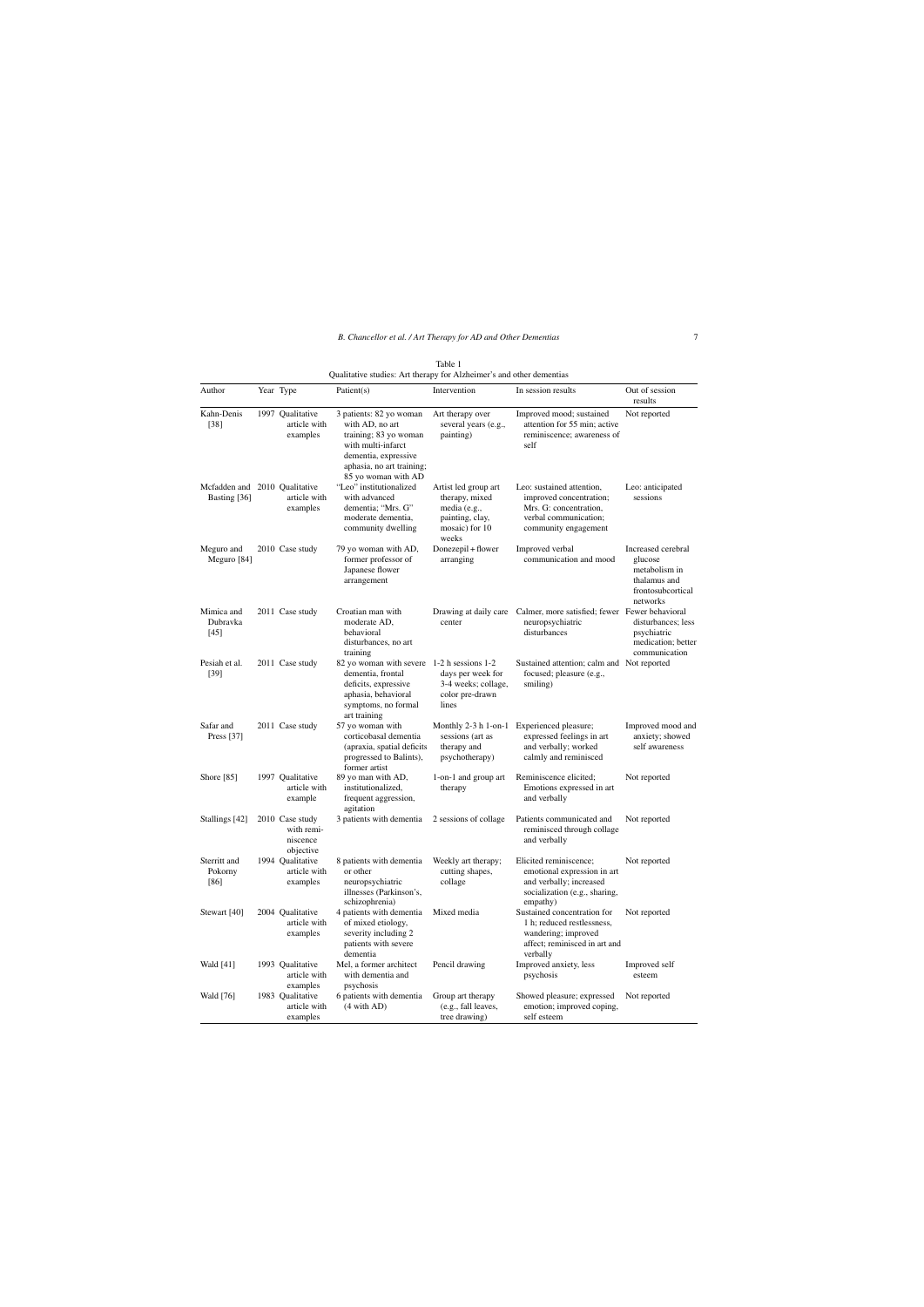Table 1
Qualitative studies: Art therapy for Alzheimer's and other dementias

| Author | Year | Type | Patient(s) | Intervention | In session results | Out of session results |
|---|---|---|---|---|---|---|
| Kahn-Denis [38] | 1997 | Qualitative article with examples | 3 patients: 82 yo woman with AD, no art training; 83 yo woman with multi-infarct dementia, expressive aphasia, no art training; 85 yo woman with AD | Art therapy over several years (e.g., painting) | Improved mood; sustained attention for 55 min; active reminiscence; awareness of self | Not reported |
| Mcfadden and Basting [36] | 2010 | Qualitative article with examples | "Leo" institutionalized with advanced dementia; "Mrs. G" moderate dementia, community dwelling | Artist led group art therapy, mixed media (e.g., painting, clay, mosaic) for 10 weeks | Leo: sustained attention, improved concentration; Mrs. G: concentration, verbal communication; community engagement | Leo: anticipated sessions |
| Meguro and Meguro [84] | 2010 | Case study | 79 yo woman with AD, former professor of Japanese flower arrangement | Donezepil + flower arranging | Improved verbal communication and mood | Increased cerebral glucose metabolism in thalamus and frontosubcortical networks |
| Mimica and Dubravka [45] | 2011 | Case study | Croatian man with moderate AD, behavioral disturbances, no art training | Drawing at daily care center | Calmer, more satisfied; fewer neuropsychiatric disturbances | Fewer behavioral disturbances; less psychiatric medication; better communication |
| Pesiah et al. [39] | 2011 | Case study | 82 yo woman with severe dementia, frontal deficits, expressive aphasia, behavioral symptoms, no formal art training | 1-2 h sessions 1-2 days per week for 3-4 weeks; collage, color pre-drawn lines | Sustained attention; calm and focused; pleasure (e.g., smiling) | Not reported |
| Safar and Press [37] | 2011 | Case study | 57 yo woman with corticobasal dementia (apraxia, spatial deficits progressed to Balints), former artist | Monthly 2-3 h 1-on-1 sessions (art as therapy and psychotherapy) | Experienced pleasure; expressed feelings in art and verbally; worked calmly and reminisced | Improved mood and anxiety; showed self awareness |
| Shore [85] | 1997 | Qualitative article with example | 89 yo man with AD, institutionalized, frequent aggression, agitation | 1-on-1 and group art therapy | Reminiscence elicited; Emotions expressed in art and verbally | Not reported |
| Stallings [42] | 2010 | Case study with reminiscence objective | 3 patients with dementia | 2 sessions of collage | Patients communicated and reminisced through collage and verbally | Not reported |
| Sterritt and Pokorny [86] | 1994 | Qualitative article with examples | 8 patients with dementia or other neuropsychiatric illnesses (Parkinson's, schizophrenia) | Weekly art therapy; cutting shapes, collage | Elicited reminiscence; emotional expression in art and verbally; increased socialization (e.g., sharing, empathy) | Not reported |
| Stewart [40] | 2004 | Qualitative article with examples | 4 patients with dementia of mixed etiology, severity including 2 patients with severe dementia | Mixed media | Sustained concentration for 1 h; reduced restlessness, wandering; improved affect; reminisced in art and verbally | Not reported |
| Wald [41] | 1993 | Qualitative article with examples | Mel, a former architect with dementia and psychosis | Pencil drawing | Improved anxiety, less psychosis | Improved self esteem |
| Wald [76] | 1983 | Qualitative article with examples | 6 patients with dementia (4 with AD) | Group art therapy (e.g., fall leaves, tree drawing) | Showed pleasure; expressed emotion; improved coping, self esteem | Not reported |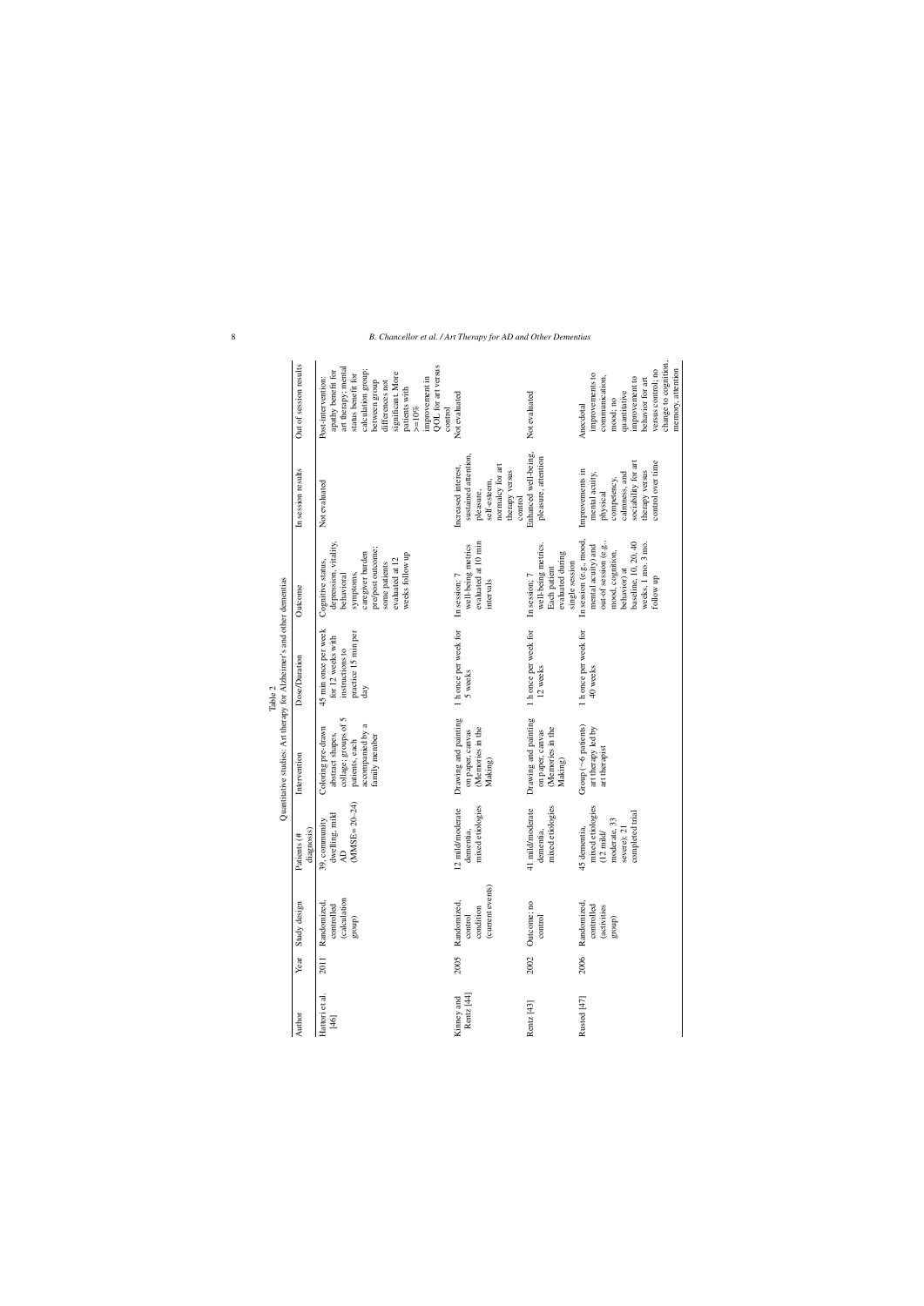Table 2
Quantitative studies: Art therapy for Alzheimer's and other dementias

| Author | Year | Study design | Patients (# diagnosis) | Intervention | Dose/Duration | Outcome | In session results | Out of session results |
|---|---|---|---|---|---|---|---|---|
| Hattori et al. [46] | 2011 | Randomized, controlled (calculation group) | 39, community dwelling, mild AD (MMSE = 20–24) | Coloring pre-drawn abstract shapes, collage; groups of 5 patients, each accompanied by a family member | 45 min once per week for 12 weeks with instructions to practice 15 min per day | Cognitive status, depression, vitality, behavioral symptoms, caregiver burden pre/post outcome; some patients evaluated at 12 weeks follow up | Not evaluated | Post-intervention: apathy benefit for art therapy; mental status benefit for calculation group; between group differences not significant. More patients with >=10% improvement in QOL for art versus control |
| Kinney and Rentz [44] | 2005 | Randomized, control condition (current events) | 12 mild/moderate dementia, mixed etiologies | Drawing and painting on paper, canvas (Memories in the Making) | 1 h once per week for 5 weeks | In session: 7 well-being metrics evaluated at 10 min intervals | Increased interest, sustained attention, pleasure, self-esteem, normalcy for art therapy versus control | Not evaluated |
| Rentz [43] | 2002 | Outcome; no control | 41 mild/moderate dementia, mixed etiologies | Drawing and painting on paper, canvas (Memories in the Making) | 1 h once per week for 12 weeks | In session: 7 well-being metrics. Each patient evaluated during single session | Enhanced well-being, pleasure, attention | Not evaluated |
| Rusted [47] | 2006 | Randomized, controlled (activities group) | 45 dementia, mixed etiologies (12 mild/ moderate, 33 severe); 21 completed trial | Group (~6 patients) art therapy led by art therapist | 1 h once per week for 40 weeks | In session (e.g., mood, mental acuity) and out-of session (e.g., mood, cognition, behavior) at baseline, 10, 20, 40 weeks, 1 mo. 3 mo. follow up | Improvements in mental acuity, physical competency, calmness, and sociability for art therapy versus control over time | Anecdotal improvements to communication, mood; no quantitative improvement to behavior for art versus control; no change to cognition, memory, attention |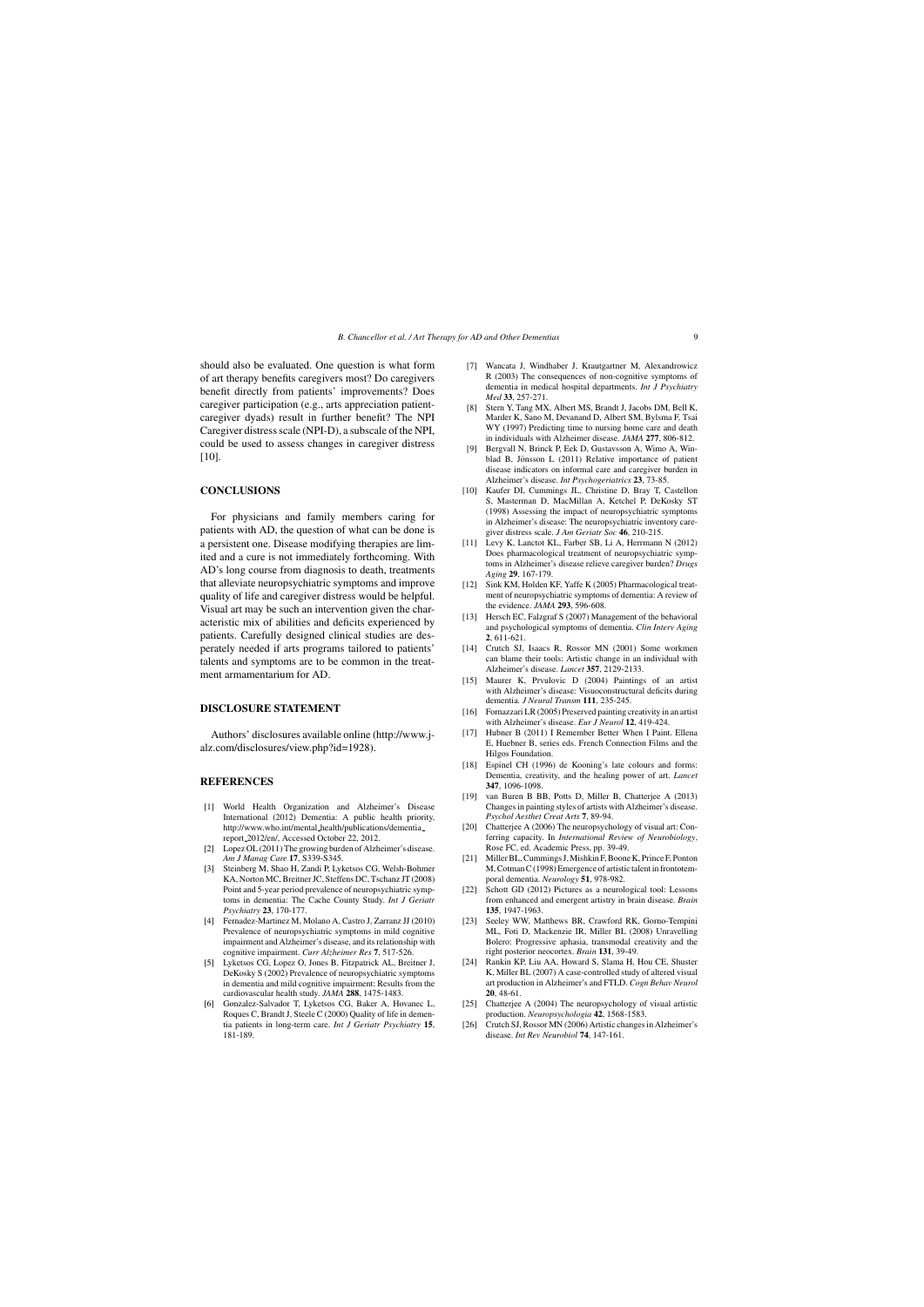should also be evaluated. One question is what form of art therapy benefits caregivers most? Do caregivers benefit directly from patients' improvements? Does caregiver participation (e.g., arts appreciation patient-caregiver dyads) result in further benefit? The NPI Caregiver distress scale (NPI-D), a subscale of the NPI, could be used to assess changes in caregiver distress [10].

## CONCLUSIONS

For physicians and family members caring for patients with AD, the question of what can be done is a persistent one. Disease modifying therapies are limited and a cure is not immediately forthcoming. With AD's long course from diagnosis to death, treatments that alleviate neuropsychiatric symptoms and improve quality of life and caregiver distress would be helpful. Visual art may be such an intervention given the characteristic mix of abilities and deficits experienced by patients. Carefully designed clinical studies are desperately needed if arts programs tailored to patients' talents and symptoms are to be common in the treatment armamentarium for AD.

## DISCLOSURE STATEMENT

Authors' disclosures available online (http://www.j-alz.com/disclosures/view.php?id=1928).

## REFERENCES

[1] World Health Organization and Alzheimer's Disease International (2012) Dementia: A public health priority, http://www.who.int/mental_health/publications/dementia_report_2012/en/, Accessed October 22, 2012.

[2] Lopez OL (2011) The growing burden of Alzheimer's disease. *Am J Manag Care* **17**, S339-S345.

[3] Steinberg M, Shao H, Zandi P, Lyketsos CG, Welsh-Bohmer KA, Norton MC, Breitner JC, Steffens DC, Tschanz JT (2008) Point and 5-year period prevalence of neuropsychiatric symptoms in dementia: The Cache County Study. *Int J Geriatr Psychiatry* **23**, 170-177.

[4] Fernadez-Martinez M, Molano A, Castro J, Zarranz JJ (2010) Prevalence of neuropsychiatric symptoms in mild cognitive impairment and Alzheimer's disease, and its relationship with cognitive impairment. *Curr Alzheimer Res* **7**, 517-526.

[5] Lyketsos CG, Lopez O, Jones B, Fitzpatrick AL, Breitner J, DeKosky S (2002) Prevalence of neuropsychiatric symptoms in dementia and mild cognitive impairment: Results from the cardiovascular health study. *JAMA* **288**, 1475-1483.

[6] Gonzalez-Salvador T, Lyketsos CG, Baker A, Hovanec L, Roques C, Brandt J, Steele C (2000) Quality of life in dementia patients in long-term care. *Int J Geriatr Psychiatry* **15**, 181-189.

[7] Wancata J, Windhaber J, Krautgartner M, Alexandrowicz R (2003) The consequences of non-cognitive symptoms of dementia in medical hospital departments. *Int J Psychiatry Med* **33**, 257-271.

[8] Stern Y, Tang MX, Albert MS, Brandt J, Jacobs DM, Bell K, Marder K, Sano M, Devanand D, Albert SM, Bylsma F, Tsai WY (1997) Predicting time to nursing home care and death in individuals with Alzheimer disease. *JAMA* **277**, 806-812.

[9] Bergvall N, Brinck P, Eek D, Gustavsson A, Wimo A, Winblad B, Jönsson L (2011) Relative importance of patient disease indicators on informal care and caregiver burden in Alzheimer's disease. *Int Psychogeriatrics* **23**, 73-85.

[10] Kaufer DI, Cummings JL, Christine D, Bray T, Castellon S, Masterman D, MacMillan A, Ketchel P, DeKosky ST (1998) Assessing the impact of neuropsychiatric symptoms in Alzheimer's disease: The neuropsychiatric inventory caregiver distress scale. *J Am Geriatr Soc* **46**, 210-215.

[11] Levy K, Lanctot KL, Farber SB, Li A, Herrmann N (2012) Does pharmacological treatment of neuropsychiatric symptoms in Alzheimer's disease relieve caregiver burden? *Drugs Aging* **29**, 167-179.

[12] Sink KM, Holden KF, Yaffe K (2005) Pharmacological treatment of neuropsychiatric symptoms of dementia: A review of the evidence. *JAMA* **293**, 596-608.

[13] Hersch EC, Falzgraf S (2007) Management of the behavioral and psychological symptoms of dementia. *Clin Interv Aging* **2**, 611-621.

[14] Crutch SJ, Isaacs R, Rossor MN (2001) Some workmen can blame their tools: Artistic change in an individual with Alzheimer's disease. *Lancet* **357**, 2129-2133.

[15] Maurer K, Prvulovic D (2004) Paintings of an artist with Alzheimer's disease: Visuoconstructural deficits during dementia. *J Neural Transm* **111**, 235-245.

[16] Fornazzari LR (2005) Preserved painting creativity in an artist with Alzheimer's disease. *Eur J Neurol* **12**, 419-424.

[17] Hubner B (2011) I Remember Better When I Paint. Ellena E, Huebner B, series eds. French Connection Films and the Hilgos Foundation.

[18] Espinel CH (1996) de Kooning's late colours and forms: Dementia, creativity, and the healing power of art. *Lancet* **347**, 1096-1098.

[19] van Buren B BB, Potts D, Miller B, Chatterjee A (2013) Changes in painting styles of artists with Alzheimer's disease. *Psychol Aesthet Creat Arts* **7**, 89-94.

[20] Chatterjee A (2006) The neuropsychology of visual art: Conferring capacity. In *International Review of Neurobiology*, Rose FC, ed. Academic Press, pp. 39-49.

[21] Miller BL, Cummings J, Mishkin F, Boone K, Prince F, Ponton M, Cotman C (1998) Emergence of artistic talent in frontotemporal dementia. *Neurology* **51**, 978-982.

[22] Schott GD (2012) Pictures as a neurological tool: Lessons from enhanced and emergent artistry in brain disease. *Brain* **135**, 1947-1963.

[23] Seeley WW, Matthews BR, Crawford RK, Gorno-Tempini ML, Foti D, Mackenzie IR, Miller BL (2008) Unravelling Bolero: Progressive aphasia, transmodal creativity and the right posterior neocortex. *Brain* **131**, 39-49.

[24] Rankin KP, Liu AA, Howard S, Slama H, Hou CE, Shuster K, Miller BL (2007) A case-controlled study of altered visual art production in Alzheimer's and FTLD. *Cogn Behav Neurol* **20**, 48-61.

[25] Chatterjee A (2004) The neuropsychology of visual artistic production. *Neuropsychologia* **42**, 1568-1583.

[26] Crutch SJ, Rossor MN (2006) Artistic changes in Alzheimer's disease. *Int Rev Neurobiol* **74**, 147-161.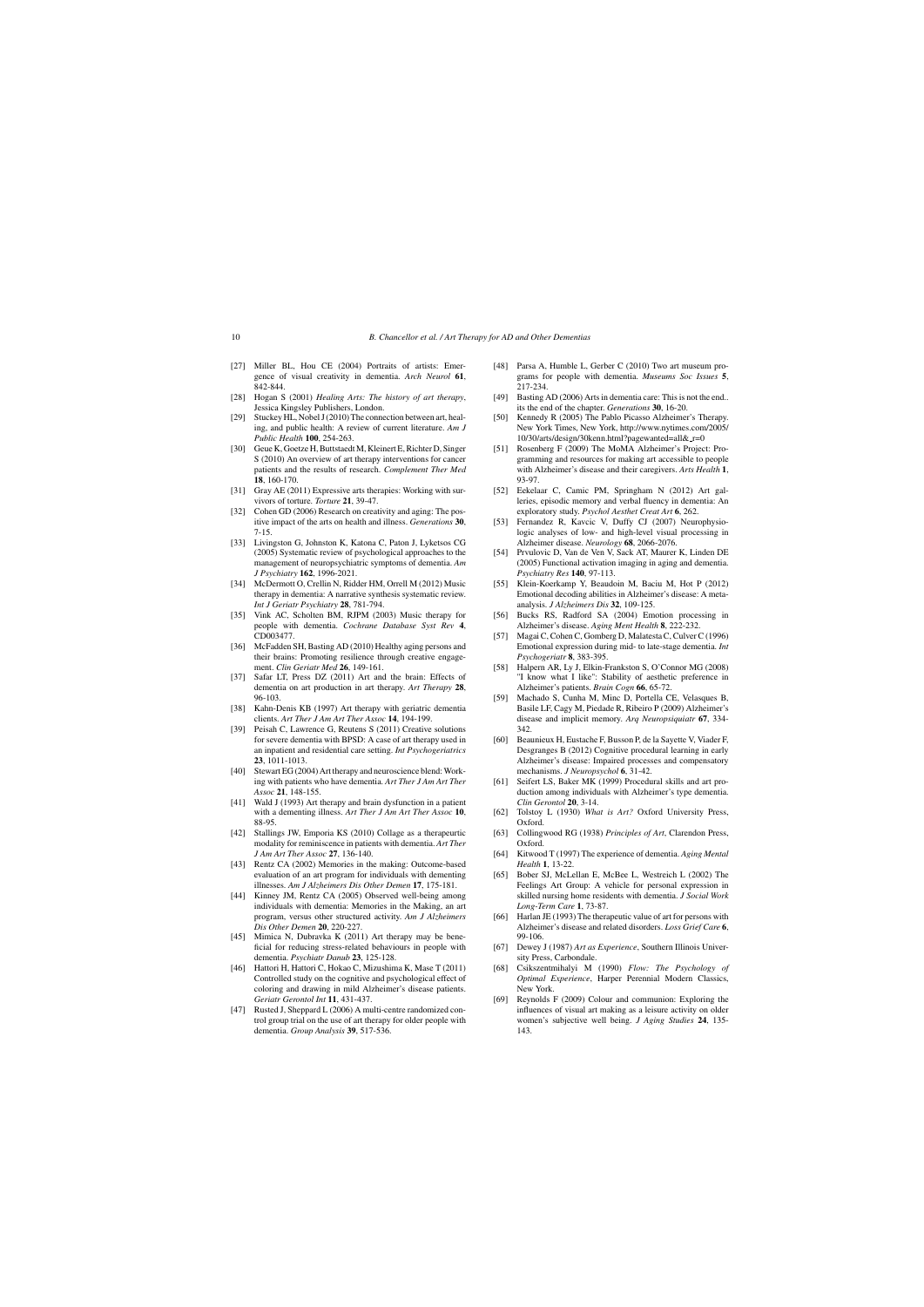[27] Miller BL, Hou CE (2004) Portraits of artists: Emergence of visual creativity in dementia. *Arch Neurol* **61**, 842-844.

[28] Hogan S (2001) *Healing Arts: The history of art therapy*, Jessica Kingsley Publishers, London.

[29] Stuckey HL, Nobel J (2010) The connection between art, healing, and public health: A review of current literature. *Am J Public Health* **100**, 254-263.

[30] Geue K, Goetze H, Buttstaedt M, Kleinert E, Richter D, Singer S (2010) An overview of art therapy interventions for cancer patients and the results of research. *Complement Ther Med* **18**, 160-170.

[31] Gray AE (2011) Expressive arts therapies: Working with survivors of torture. *Torture* **21**, 39-47.

[32] Cohen GD (2006) Research on creativity and aging: The positive impact of the arts on health and illness. *Generations* **30**, 7-15.

[33] Livingston G, Johnston K, Katona C, Paton J, Lyketsos CG (2005) Systematic review of psychological approaches to the management of neuropsychiatric symptoms of dementia. *Am J Psychiatry* **162**, 1996-2021.

[34] McDermott O, Crellin N, Ridder HM, Orrell M (2012) Music therapy in dementia: A narrative synthesis systematic review. *Int J Geriatr Psychiatry* **28**, 781-794.

[35] Vink AC, Scholten BM, RJPM (2003) Music therapy for people with dementia. *Cochrane Database Syst Rev* **4**, CD003477.

[36] McFadden SH, Basting AD (2010) Healthy aging persons and their brains: Promoting resilience through creative engagement. *Clin Geriatr Med* **26**, 149-161.

[37] Safar LT, Press DZ (2011) Art and the brain: Effects of dementia on art production in art therapy. *Art Therapy* **28**, 96-103.

[38] Kahn-Denis KB (1997) Art therapy with geriatric dementia clients. *Art Ther J Am Art Ther Assoc* **14**, 194-199.

[39] Peisah C, Lawrence G, Reutens S (2011) Creative solutions for severe dementia with BPSD: A case of art therapy used in an inpatient and residential care setting. *Int Psychogeriatrics* **23**, 1011-1013.

[40] Stewart EG (2004) Art therapy and neuroscience blend: Working with patients who have dementia. *Art Ther J Am Art Ther Assoc* **21**, 148-155.

[41] Wald J (1993) Art therapy and brain dysfunction in a patient with a dementing illness. *Art Ther J Am Art Ther Assoc* **10**, 88-95.

[42] Stallings JW, Emporia KS (2010) Collage as a therapeurtic modality for reminiscence in patients with dementia. *Art Ther J Am Art Ther Assoc* **27**, 136-140.

[43] Rentz CA (2002) Memories in the making: Outcome-based evaluation of an art program for individuals with dementing illnesses. *Am J Alzheimers Dis Other Demen* **17**, 175-181.

[44] Kinney JM, Rentz CA (2005) Observed well-being among individuals with dementia: Memories in the Making, an art program, versus other structured activity. *Am J Alzheimers Dis Other Demen* **20**, 220-227.

[45] Mimica N, Dubravka K (2011) Art therapy may be beneficial for reducing stress-related behaviours in people with dementia. *Psychiatr Danub* **23**, 125-128.

[46] Hattori H, Hattori C, Hokao C, Mizushima K, Mase T (2011) Controlled study on the cognitive and psychological effect of coloring and drawing in mild Alzheimer's disease patients. *Geriatr Gerontol Int* **11**, 431-437.

[47] Rusted J, Sheppard L (2006) A multi-centre randomized control group trial on the use of art therapy for older people with dementia. *Group Analysis* **39**, 517-536.

[48] Parsa A, Humble L, Gerber C (2010) Two art museum programs for people with dementia. *Museums Soc Issues* **5**, 217-234.

[49] Basting AD (2006) Arts in dementia care: This is not the end.. its the end of the chapter. *Generations* **30**, 16-20.

[50] Kennedy R (2005) The Pablo Picasso Alzheimer's Therapy. New York Times, New York, http://www.nytimes.com/2005/10/30/arts/design/30kenn.html?pagewanted=all&_r=0

[51] Rosenberg F (2009) The MoMA Alzheimer's Project: Programming and resources for making art accessible to people with Alzheimer's disease and their caregivers. *Arts Health* **1**, 93-97.

[52] Eekelaar C, Camic PM, Springham N (2012) Art galleries, episodic memory and verbal fluency in dementia: An exploratory study. *Psychol Aesthet Creat Art* **6**, 262.

[53] Fernandez R, Kavcic V, Duffy CJ (2007) Neurophysiologic analyses of low- and high-level visual processing in Alzheimer disease. *Neurology* **68**, 2066-2076.

[54] Prvulovic D, Van de Ven V, Sack AT, Maurer K, Linden DE (2005) Functional activation imaging in aging and dementia. *Psychiatry Res* **140**, 97-113.

[55] Klein-Koerkamp Y, Beaudoin M, Baciu M, Hot P (2012) Emotional decoding abilities in Alzheimer's disease: A meta-analysis. *J Alzheimers Dis* **32**, 109-125.

[56] Bucks RS, Radford SA (2004) Emotion processing in Alzheimer's disease. *Aging Ment Health* **8**, 222-232.

[57] Magai C, Cohen C, Gomberg D, Malatesta C, Culver C (1996) Emotional expression during mid- to late-stage dementia. *Int Psychogeriatr* **8**, 383-395.

[58] Halpern AR, Ly J, Elkin-Frankston S, O'Connor MG (2008) "I know what I like": Stability of aesthetic preference in Alzheimer's patients. *Brain Cogn* **66**, 65-72.

[59] Machado S, Cunha M, Minc D, Portella CE, Velasques B, Basile LF, Cagy M, Piedade R, Ribeiro P (2009) Alzheimer's disease and implicit memory. *Arq Neuropsiquiatr* **67**, 334-342.

[60] Beaunieux H, Eustache F, Busson P, de la Sayette V, Viader F, Desgranges B (2012) Cognitive procedural learning in early Alzheimer's disease: Impaired processes and compensatory mechanisms. *J Neuropsychol* **6**, 31-42.

[61] Seifert LS, Baker MK (1999) Procedural skills and art production among individuals with Alzheimer's type dementia. *Clin Gerontol* **20**, 3-14.

[62] Tolstoy L (1930) *What is Art?* Oxford University Press, Oxford.

[63] Collingwood RG (1938) *Principles of Art*, Clarendon Press, Oxford.

[64] Kitwood T (1997) The experience of dementia. *Aging Mental Health* **1**, 13-22.

[65] Bober SJ, McLellan E, McBee L, Westreich L (2002) The Feelings Art Group: A vehicle for personal expression in skilled nursing home residents with dementia. *J Social Work Long-Term Care* **1**, 73-87.

[66] Harlan JE (1993) The therapeutic value of art for persons with Alzheimer's disease and related disorders. *Loss Grief Care* **6**, 99-106.

[67] Dewey J (1987) *Art as Experience*, Southern Illinois University Press, Carbondale.

[68] Csikszentmihalyi M (1990) *Flow: The Psychology of Optimal Experience*, Harper Perennial Modern Classics, New York.

[69] Reynolds F (2009) Colour and communion: Exploring the influences of visual art making as a leisure activity on older women's subjective well being. *J Aging Studies* **24**, 135-143.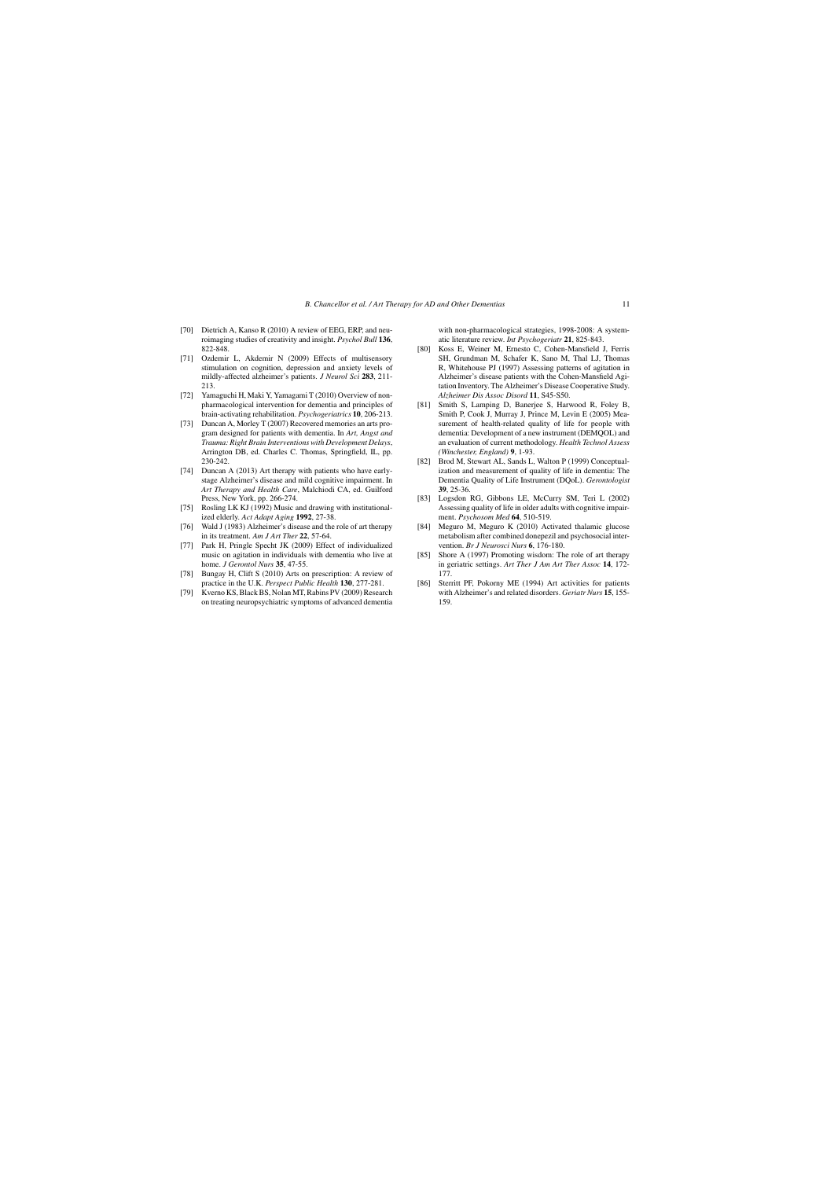[70] Dietrich A, Kanso R (2010) A review of EEG, ERP, and neuroimaging studies of creativity and insight. *Psychol Bull* **136**, 822-848.

[71] Ozdemir L, Akdemir N (2009) Effects of multisensory stimulation on cognition, depression and anxiety levels of mildly-affected alzheimer's patients. *J Neurol Sci* **283**, 211-213.

[72] Yamaguchi H, Maki Y, Yamagami T (2010) Overview of non-pharmacological intervention for dementia and principles of brain-activating rehabilitation. *Psychogeriatrics* **10**, 206-213.

[73] Duncan A, Morley T (2007) Recovered memories an arts program designed for patients with dementia. In *Art, Angst and Trauma: Right Brain Interventions with Development Delays*, Arrington DB, ed. Charles C. Thomas, Springfield, IL, pp. 230-242.

[74] Duncan A (2013) Art therapy with patients who have early-stage Alzheimer's disease and mild cognitive impairment. In *Art Therapy and Health Care*, Malchiodi CA, ed. Guilford Press, New York, pp. 266-274.

[75] Rosling LK KJ (1992) Music and drawing with institutionalized elderly. *Act Adapt Aging* **1992**, 27-38.

[76] Wald J (1983) Alzheimer's disease and the role of art therapy in its treatment. *Am J Art Ther* **22**, 57-64.

[77] Park H, Pringle Specht JK (2009) Effect of individualized music on agitation in individuals with dementia who live at home. *J Gerontol Nurs* **35**, 47-55.

[78] Bungay H, Clift S (2010) Arts on prescription: A review of practice in the U.K. *Perspect Public Health* **130**, 277-281.

[79] Kverno KS, Black BS, Nolan MT, Rabins PV (2009) Research on treating neuropsychiatric symptoms of advanced dementia with non-pharmacological strategies, 1998-2008: A systematic literature review. *Int Psychogeriatr* **21**, 825-843.

[80] Koss E, Weiner M, Ernesto C, Cohen-Mansfield J, Ferris SH, Grundman M, Schafer K, Sano M, Thal LJ, Thomas R, Whitehouse PJ (1997) Assessing patterns of agitation in Alzheimer's disease patients with the Cohen-Mansfield Agitation Inventory. The Alzheimer's Disease Cooperative Study. *Alzheimer Dis Assoc Disord* **11**, S45-S50.

[81] Smith S, Lamping D, Banerjee S, Harwood R, Foley B, Smith P, Cook J, Murray J, Prince M, Levin E (2005) Measurement of health-related quality of life for people with dementia: Development of a new instrument (DEMQOL) and an evaluation of current methodology. *Health Technol Assess (Winchester, England)* **9**, 1-93.

[82] Brod M, Stewart AL, Sands L, Walton P (1999) Conceptualization and measurement of quality of life in dementia: The Dementia Quality of Life Instrument (DQoL). *Gerontologist* **39**, 25-36.

[83] Logsdon RG, Gibbons LE, McCurry SM, Teri L (2002) Assessing quality of life in older adults with cognitive impairment. *Psychosom Med* **64**, 510-519.

[84] Meguro M, Meguro K (2010) Activated thalamic glucose metabolism after combined donepezil and psychosocial intervention. *Br J Neurosci Nurs* **6**, 176-180.

[85] Shore A (1997) Promoting wisdom: The role of art therapy in geriatric settings. *Art Ther J Am Art Ther Assoc* **14**, 172-177.

[86] Sterritt PF, Pokorny ME (1994) Art activities for patients with Alzheimer's and related disorders. *Geriatr Nurs* **15**, 155-159.